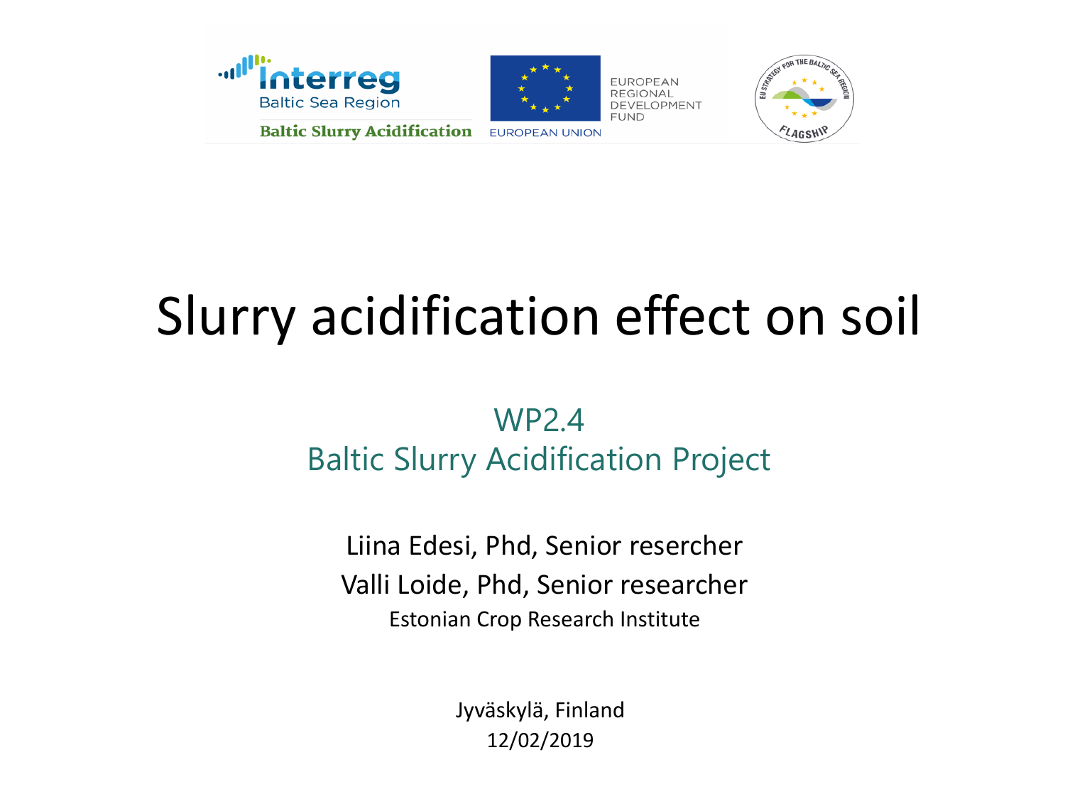Interreg Baltic Sea Region

Baltic Slurry Acidification

EUROPEAN UNION

EUROPEAN REGIONAL DEVELOPMENT FUND

# Slurry acidification effect on soil

## WP2.4
## Baltic Slurry Acidification Project

Liina Edesi, Phd, Senior resercher

Valli Loide, Phd, Senior researcher

Estonian Crop Research Institute

Jyväskylä, Finland

12/02/2019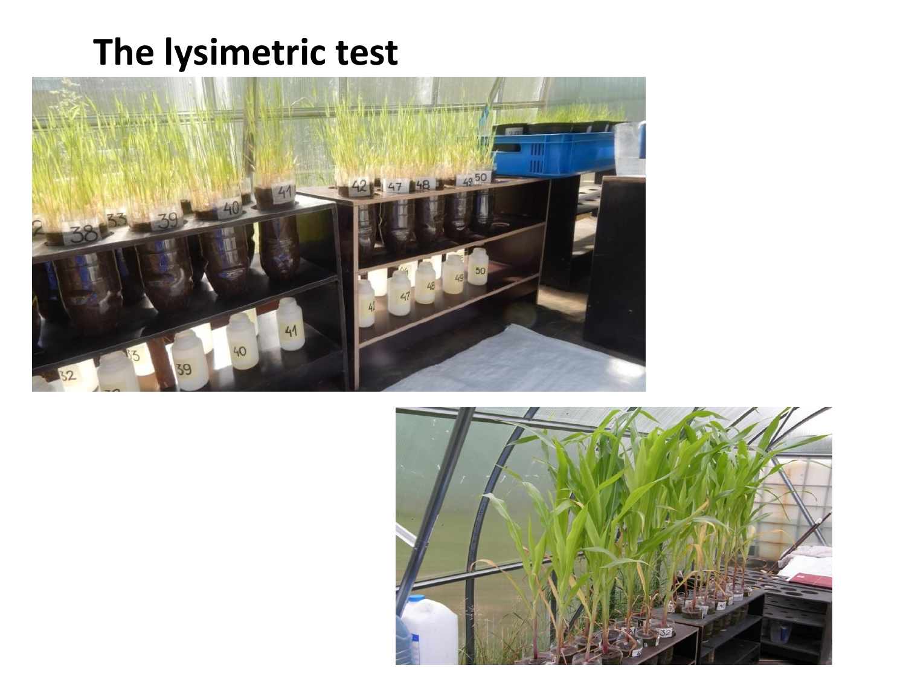# The lysimetric test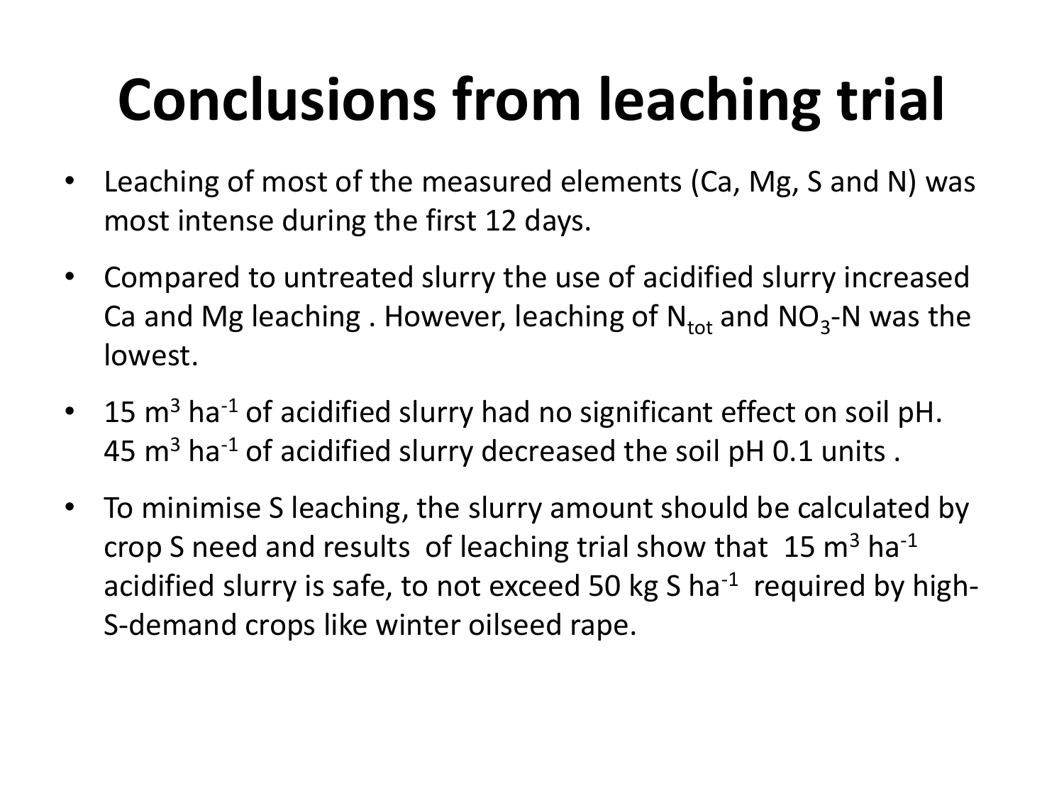# Conclusions from leaching trial

- Leaching of most of the measured elements (Ca, Mg, S and N) was most intense during the first 12 days.
- Compared to untreated slurry the use of acidified slurry increased Ca and Mg leaching . However, leaching of $N_{tot}$ and $NO_3$-N was the lowest.
- 15 $m^3$ $ha^{-1}$ of acidified slurry had no significant effect on soil pH. 45 $m^3$ $ha^{-1}$ of acidified slurry decreased the soil pH 0.1 units .
- To minimise S leaching, the slurry amount should be calculated by crop S need and results of leaching trial show that 15 $m^3$ $ha^{-1}$ acidified slurry is safe, to not exceed 50 kg S $ha^{-1}$ required by high-S-demand crops like winter oilseed rape.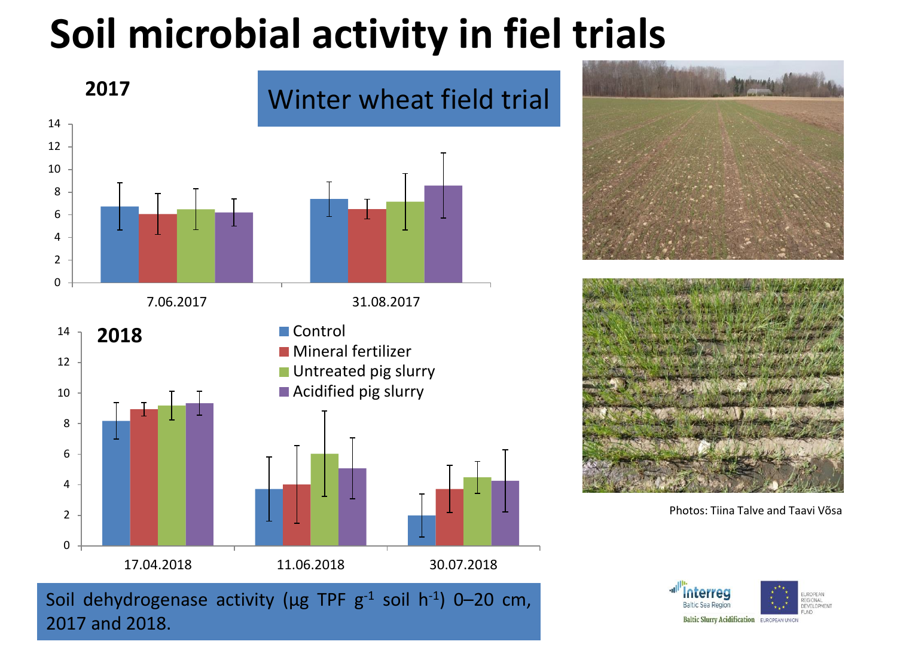# Soil microbial activity in fiel trials

**2017**

Winter wheat field trial

**2018**

- Control
- Mineral fertilizer
- Untreated pig slurry
- Acidified pig slurry

Soil dehydrogenase activity (µg TPF $g^{-1}$ soil $h^{-1}$) 0–20 cm, 2017 and 2018.

Photos: Tiina Talve and Taavi Võsa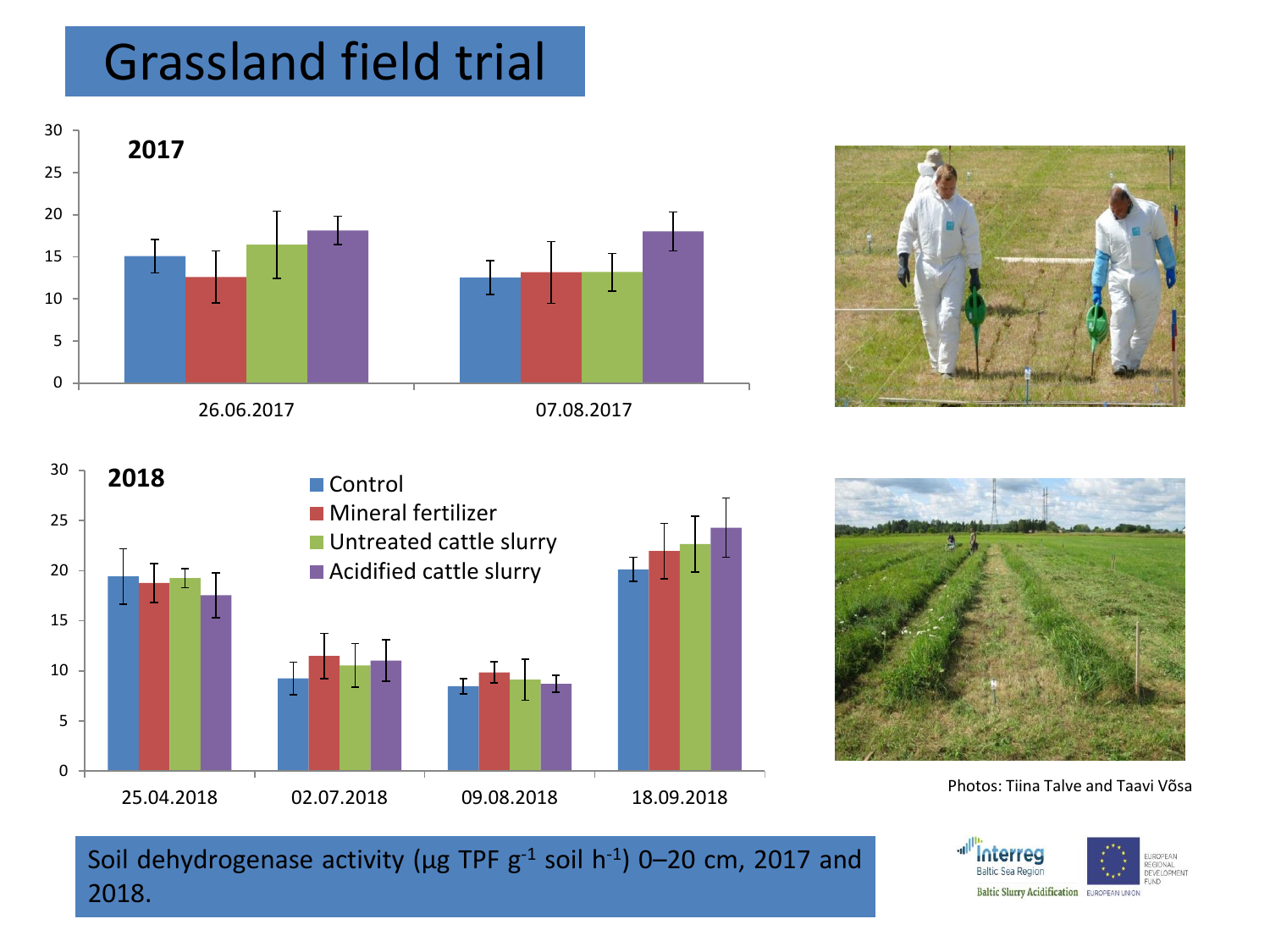# Grassland field trial

**2017**

26.06.2017 07.08.2017

**2018**

- Control
- Mineral fertilizer
- Untreated cattle slurry
- Acidified cattle slurry

25.04.2018 02.07.2018 09.08.2018 18.09.2018

Photos: Tiina Talve and Taavi Võsa

Soil dehydrogenase activity (µg TPF $g^{-1}$ soil $h^{-1}$) 0–20 cm, 2017 and 2018.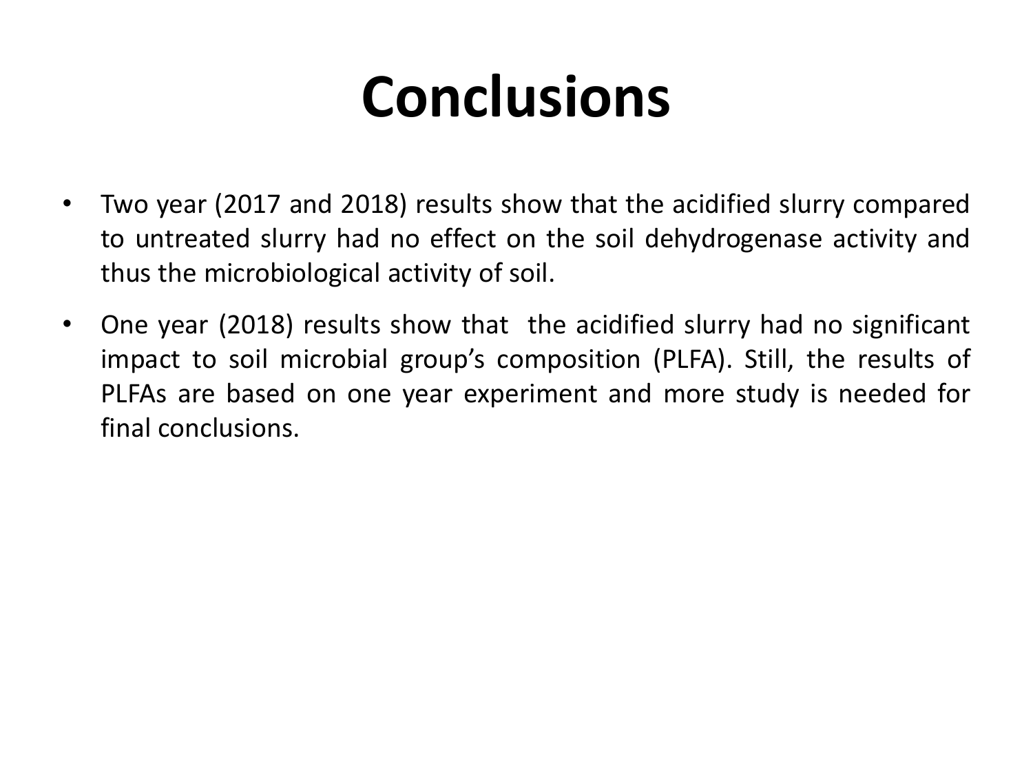# Conclusions

- Two year (2017 and 2018) results show that the acidified slurry compared to untreated slurry had no effect on the soil dehydrogenase activity and thus the microbiological activity of soil.
- One year (2018) results show that the acidified slurry had no significant impact to soil microbial group's composition (PLFA). Still, the results of PLFAs are based on one year experiment and more study is needed for final conclusions.